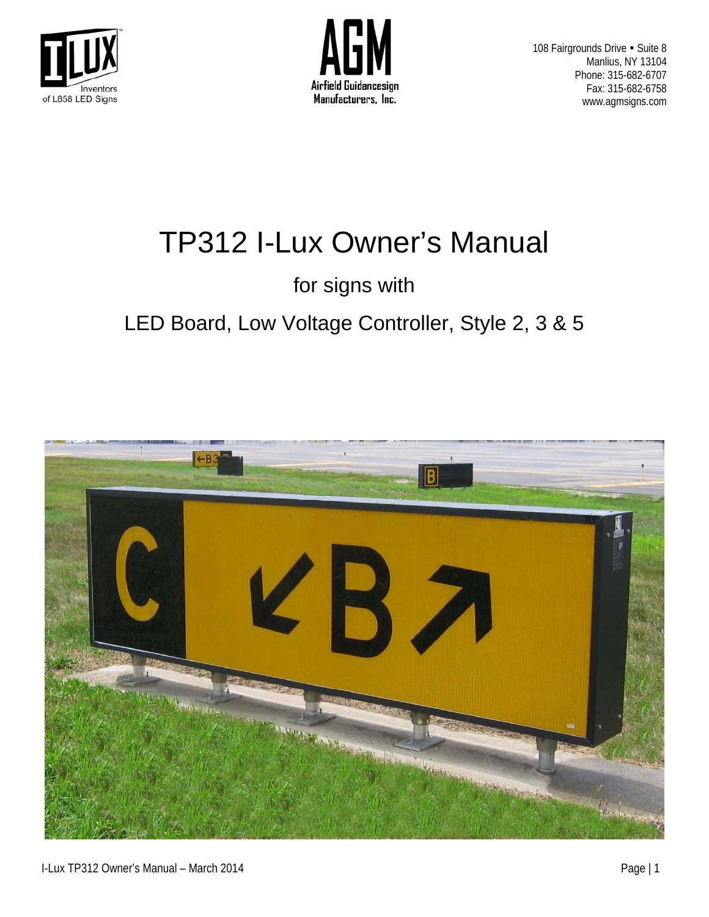I-LUX Inventors of L858 LED Signs

AGM Airfield Guidancesign Manufacturers, Inc.

108 Fairgrounds Drive • Suite 8
Manlius, NY 13104
Phone: 315-682-6707
Fax: 315-682-6758
www.agmsigns.com

# TP312 I-Lux Owner's Manual

## for signs with

## LED Board, Low Voltage Controller, Style 2, 3 & 5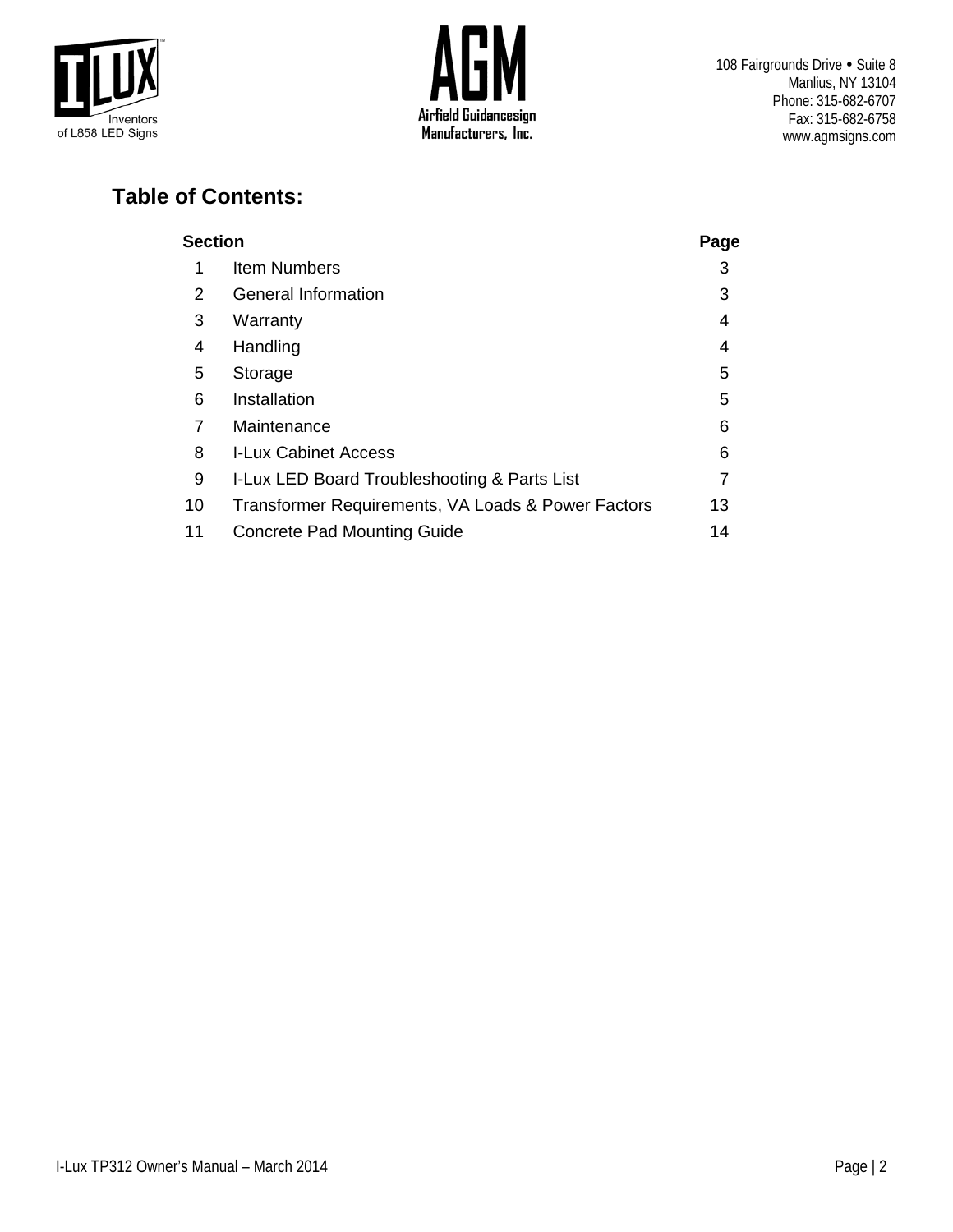I-LUX Inventors of L858 LED Signs

AGM Airfield Guidancesign Manufacturers, Inc.

108 Fairgrounds Drive • Suite 8
Manlius, NY 13104
Phone: 315-682-6707
Fax: 315-682-6758
www.agmsigns.com

## Table of Contents:

| Section | | Page |
|---|---|---|
| 1 | Item Numbers | 3 |
| 2 | General Information | 3 |
| 3 | Warranty | 4 |
| 4 | Handling | 4 |
| 5 | Storage | 5 |
| 6 | Installation | 5 |
| 7 | Maintenance | 6 |
| 8 | I-Lux Cabinet Access | 6 |
| 9 | I-Lux LED Board Troubleshooting & Parts List | 7 |
| 10 | Transformer Requirements, VA Loads & Power Factors | 13 |
| 11 | Concrete Pad Mounting Guide | 14 |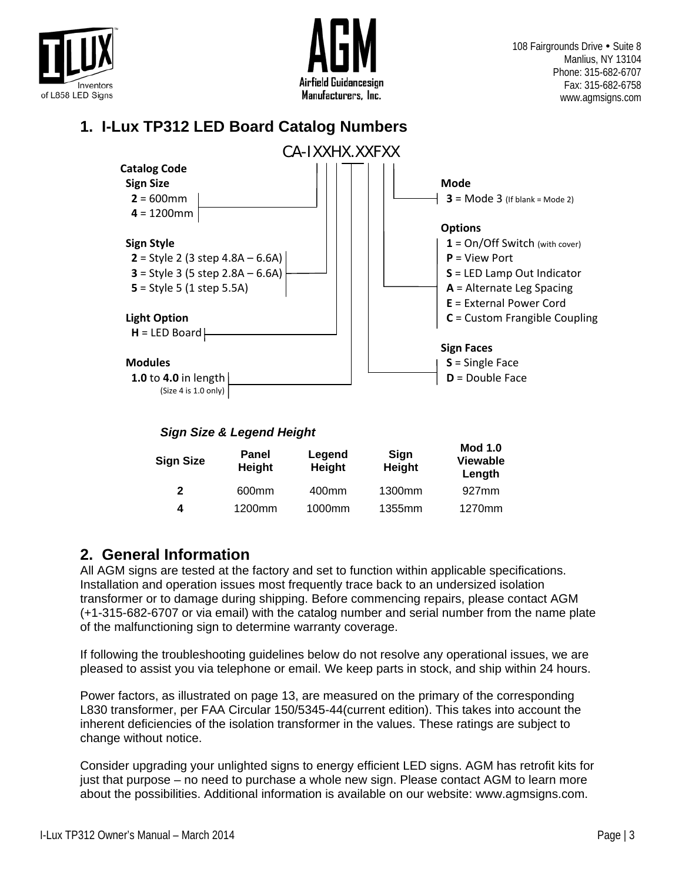108 Fairgrounds Drive • Suite 8
Manlius, NY 13104
Phone: 315-682-6707
Fax: 315-682-6758
www.agmsigns.com

## 1. I-Lux TP312 LED Board Catalog Numbers

CA-IXXHX.XXFXX

**Catalog Code**

**Sign Size**
- **2** = 600mm
- **4** = 1200mm

**Sign Style**
- **2** = Style 2 (3 step 4.8A – 6.6A)
- **3** = Style 3 (5 step 2.8A – 6.6A)
- **5** = Style 5 (1 step 5.5A)

**Light Option**
- **H** = LED Board

**Modules**
- **1.0** to **4.0** in length (Size 4 is 1.0 only)

**Mode**
- **3** = Mode 3 (If blank = Mode 2)

**Options**
- **1** = On/Off Switch (with cover)
- **P** = View Port
- **S** = LED Lamp Out Indicator
- **A** = Alternate Leg Spacing
- **E** = External Power Cord
- **C** = Custom Frangible Coupling

**Sign Faces**
- **S** = Single Face
- **D** = Double Face

***Sign Size & Legend Height***

| Sign Size | Panel Height | Legend Height | Sign Height | Mod 1.0 Viewable Length |
|---|---|---|---|---|
| **2** | 600mm | 400mm | 1300mm | 927mm |
| **4** | 1200mm | 1000mm | 1355mm | 1270mm |

## 2. General Information

All AGM signs are tested at the factory and set to function within applicable specifications. Installation and operation issues most frequently trace back to an undersized isolation transformer or to damage during shipping. Before commencing repairs, please contact AGM (+1-315-682-6707 or via email) with the catalog number and serial number from the name plate of the malfunctioning sign to determine warranty coverage.

If following the troubleshooting guidelines below do not resolve any operational issues, we are pleased to assist you via telephone or email. We keep parts in stock, and ship within 24 hours.

Power factors, as illustrated on page 13, are measured on the primary of the corresponding L830 transformer, per FAA Circular 150/5345-44(current edition). This takes into account the inherent deficiencies of the isolation transformer in the values. These ratings are subject to change without notice.

Consider upgrading your unlighted signs to energy efficient LED signs. AGM has retrofit kits for just that purpose – no need to purchase a whole new sign. Please contact AGM to learn more about the possibilities. Additional information is available on our website: www.agmsigns.com.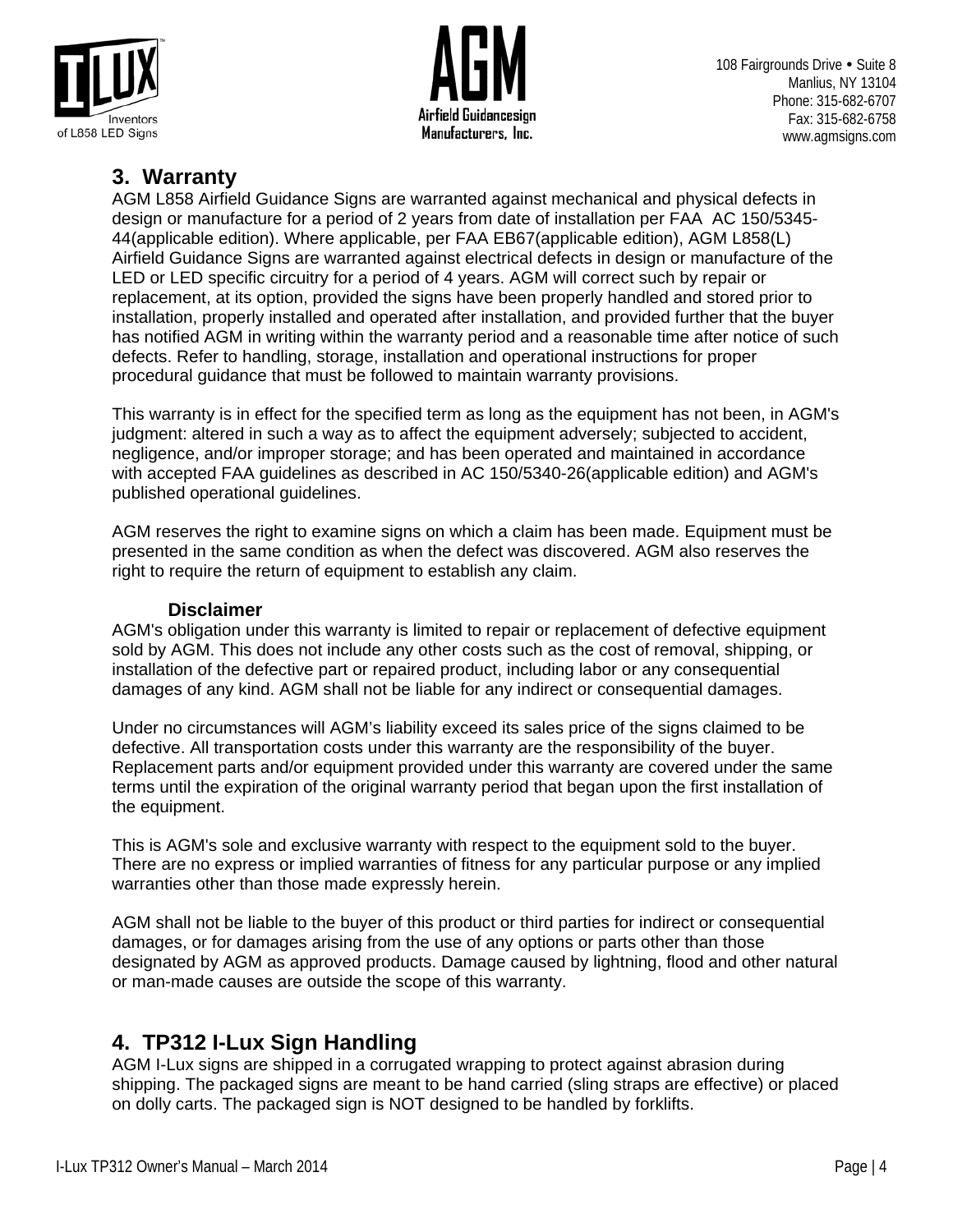## 3. Warranty

AGM L858 Airfield Guidance Signs are warranted against mechanical and physical defects in design or manufacture for a period of 2 years from date of installation per FAA AC 150/5345-44(applicable edition). Where applicable, per FAA EB67(applicable edition), AGM L858(L) Airfield Guidance Signs are warranted against electrical defects in design or manufacture of the LED or LED specific circuitry for a period of 4 years. AGM will correct such by repair or replacement, at its option, provided the signs have been properly handled and stored prior to installation, properly installed and operated after installation, and provided further that the buyer has notified AGM in writing within the warranty period and a reasonable time after notice of such defects. Refer to handling, storage, installation and operational instructions for proper procedural guidance that must be followed to maintain warranty provisions.

This warranty is in effect for the specified term as long as the equipment has not been, in AGM's judgment: altered in such a way as to affect the equipment adversely; subjected to accident, negligence, and/or improper storage; and has been operated and maintained in accordance with accepted FAA guidelines as described in AC 150/5340-26(applicable edition) and AGM's published operational guidelines.

AGM reserves the right to examine signs on which a claim has been made. Equipment must be presented in the same condition as when the defect was discovered. AGM also reserves the right to require the return of equipment to establish any claim.

### Disclaimer

AGM's obligation under this warranty is limited to repair or replacement of defective equipment sold by AGM. This does not include any other costs such as the cost of removal, shipping, or installation of the defective part or repaired product, including labor or any consequential damages of any kind. AGM shall not be liable for any indirect or consequential damages.

Under no circumstances will AGM's liability exceed its sales price of the signs claimed to be defective. All transportation costs under this warranty are the responsibility of the buyer. Replacement parts and/or equipment provided under this warranty are covered under the same terms until the expiration of the original warranty period that began upon the first installation of the equipment.

This is AGM's sole and exclusive warranty with respect to the equipment sold to the buyer. There are no express or implied warranties of fitness for any particular purpose or any implied warranties other than those made expressly herein.

AGM shall not be liable to the buyer of this product or third parties for indirect or consequential damages, or for damages arising from the use of any options or parts other than those designated by AGM as approved products. Damage caused by lightning, flood and other natural or man-made causes are outside the scope of this warranty.

## 4. TP312 I-Lux Sign Handling

AGM I-Lux signs are shipped in a corrugated wrapping to protect against abrasion during shipping. The packaged signs are meant to be hand carried (sling straps are effective) or placed on dolly carts. The packaged sign is NOT designed to be handled by forklifts.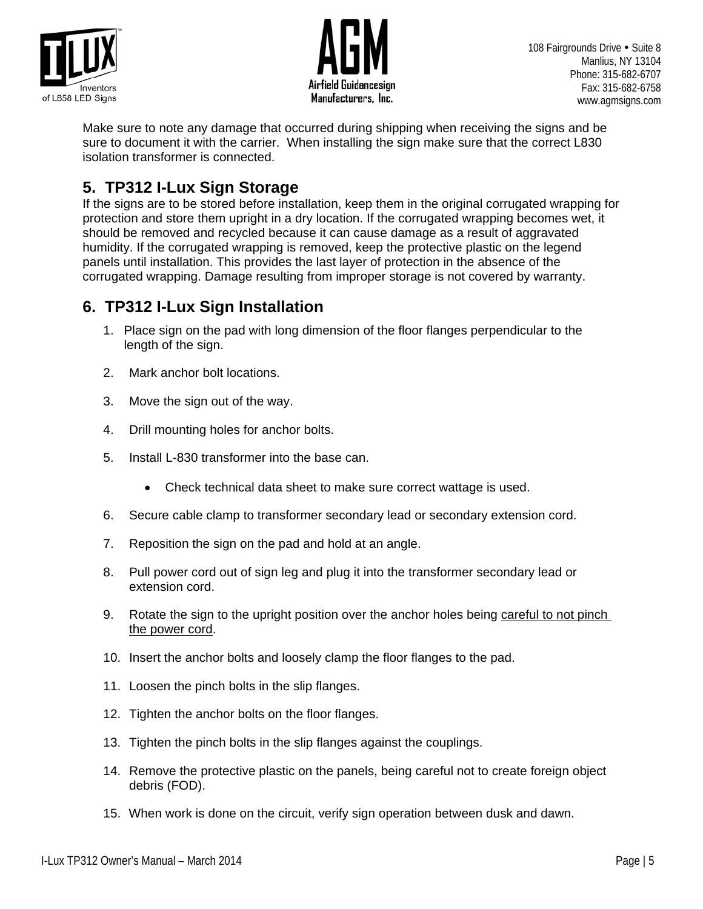Make sure to note any damage that occurred during shipping when receiving the signs and be sure to document it with the carrier. When installing the sign make sure that the correct L830 isolation transformer is connected.

## 5. TP312 I-Lux Sign Storage

If the signs are to be stored before installation, keep them in the original corrugated wrapping for protection and store them upright in a dry location. If the corrugated wrapping becomes wet, it should be removed and recycled because it can cause damage as a result of aggravated humidity. If the corrugated wrapping is removed, keep the protective plastic on the legend panels until installation. This provides the last layer of protection in the absence of the corrugated wrapping. Damage resulting from improper storage is not covered by warranty.

## 6. TP312 I-Lux Sign Installation

1. Place sign on the pad with long dimension of the floor flanges perpendicular to the length of the sign.
2. Mark anchor bolt locations.
3. Move the sign out of the way.
4. Drill mounting holes for anchor bolts.
5. Install L-830 transformer into the base can.
   - Check technical data sheet to make sure correct wattage is used.
6. Secure cable clamp to transformer secondary lead or secondary extension cord.
7. Reposition the sign on the pad and hold at an angle.
8. Pull power cord out of sign leg and plug it into the transformer secondary lead or extension cord.
9. Rotate the sign to the upright position over the anchor holes being careful to not pinch the power cord.
10. Insert the anchor bolts and loosely clamp the floor flanges to the pad.
11. Loosen the pinch bolts in the slip flanges.
12. Tighten the anchor bolts on the floor flanges.
13. Tighten the pinch bolts in the slip flanges against the couplings.
14. Remove the protective plastic on the panels, being careful not to create foreign object debris (FOD).
15. When work is done on the circuit, verify sign operation between dusk and dawn.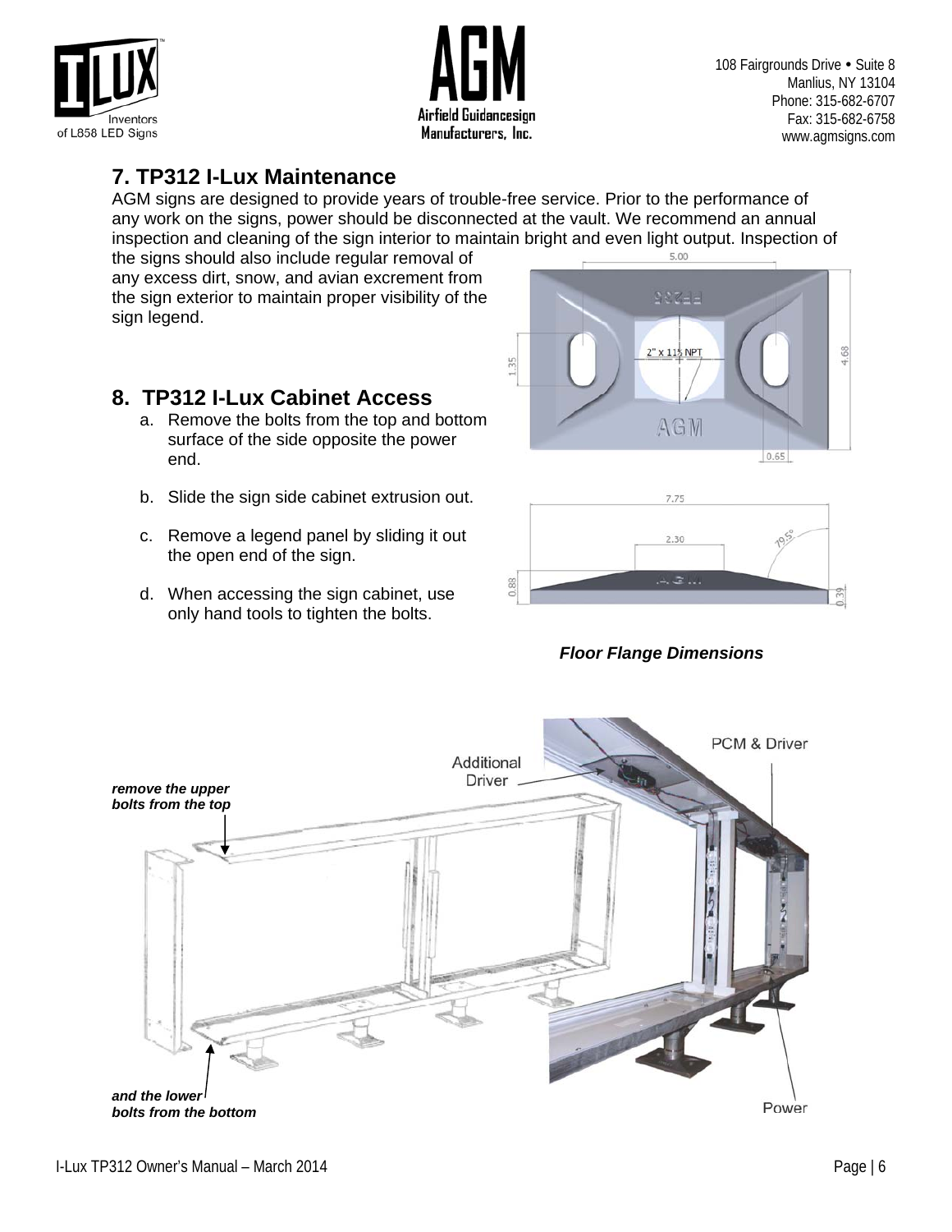## 7. TP312 I-Lux Maintenance

AGM signs are designed to provide years of trouble-free service. Prior to the performance of any work on the signs, power should be disconnected at the vault. We recommend an annual inspection and cleaning of the sign interior to maintain bright and even light output. Inspection of the signs should also include regular removal of any excess dirt, snow, and avian excrement from the sign exterior to maintain proper visibility of the sign legend.

## 8. TP312 I-Lux Cabinet Access

a. Remove the bolts from the top and bottom surface of the side opposite the power end.

b. Slide the sign side cabinet extrusion out.

c. Remove a legend panel by sliding it out the open end of the sign.

d. When accessing the sign cabinet, use only hand tools to tighten the bolts.

***Floor Flange Dimensions***

*remove the upper bolts from the top*

*and the lower bolts from the bottom*

Additional Driver

PCM & Driver

Power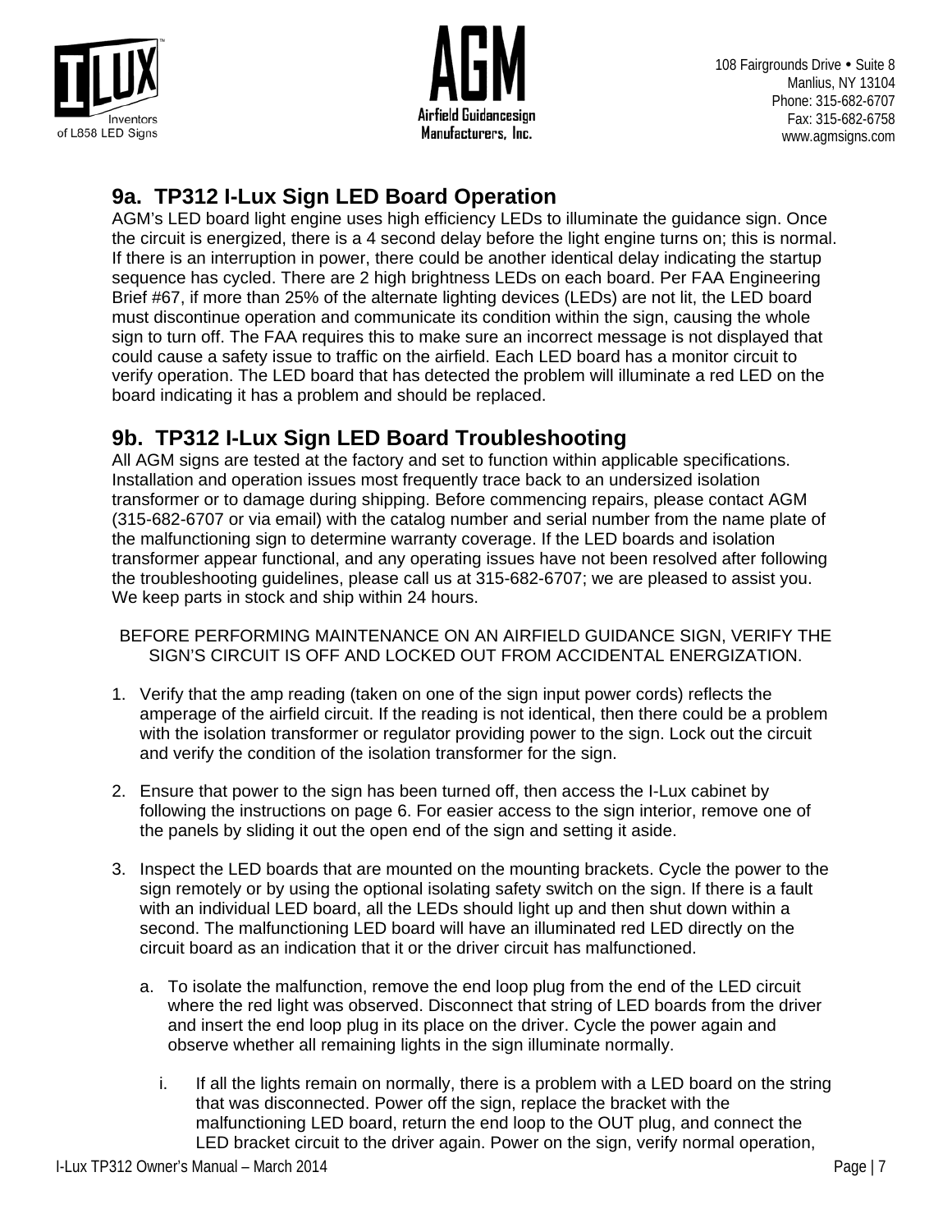## 9a. TP312 I-Lux Sign LED Board Operation

AGM's LED board light engine uses high efficiency LEDs to illuminate the guidance sign. Once the circuit is energized, there is a 4 second delay before the light engine turns on; this is normal. If there is an interruption in power, there could be another identical delay indicating the startup sequence has cycled. There are 2 high brightness LEDs on each board. Per FAA Engineering Brief #67, if more than 25% of the alternate lighting devices (LEDs) are not lit, the LED board must discontinue operation and communicate its condition within the sign, causing the whole sign to turn off. The FAA requires this to make sure an incorrect message is not displayed that could cause a safety issue to traffic on the airfield. Each LED board has a monitor circuit to verify operation. The LED board that has detected the problem will illuminate a red LED on the board indicating it has a problem and should be replaced.

## 9b. TP312 I-Lux Sign LED Board Troubleshooting

All AGM signs are tested at the factory and set to function within applicable specifications. Installation and operation issues most frequently trace back to an undersized isolation transformer or to damage during shipping. Before commencing repairs, please contact AGM (315-682-6707 or via email) with the catalog number and serial number from the name plate of the malfunctioning sign to determine warranty coverage. If the LED boards and isolation transformer appear functional, and any operating issues have not been resolved after following the troubleshooting guidelines, please call us at 315-682-6707; we are pleased to assist you. We keep parts in stock and ship within 24 hours.

BEFORE PERFORMING MAINTENANCE ON AN AIRFIELD GUIDANCE SIGN, VERIFY THE SIGN'S CIRCUIT IS OFF AND LOCKED OUT FROM ACCIDENTAL ENERGIZATION.

1. Verify that the amp reading (taken on one of the sign input power cords) reflects the amperage of the airfield circuit. If the reading is not identical, then there could be a problem with the isolation transformer or regulator providing power to the sign. Lock out the circuit and verify the condition of the isolation transformer for the sign.

2. Ensure that power to the sign has been turned off, then access the I-Lux cabinet by following the instructions on page 6. For easier access to the sign interior, remove one of the panels by sliding it out the open end of the sign and setting it aside.

3. Inspect the LED boards that are mounted on the mounting brackets. Cycle the power to the sign remotely or by using the optional isolating safety switch on the sign. If there is a fault with an individual LED board, all the LEDs should light up and then shut down within a second. The malfunctioning LED board will have an illuminated red LED directly on the circuit board as an indication that it or the driver circuit has malfunctioned.

   a. To isolate the malfunction, remove the end loop plug from the end of the LED circuit where the red light was observed. Disconnect that string of LED boards from the driver and insert the end loop plug in its place on the driver. Cycle the power again and observe whether all remaining lights in the sign illuminate normally.

      i. If all the lights remain on normally, there is a problem with a LED board on the string that was disconnected. Power off the sign, replace the bracket with the malfunctioning LED board, return the end loop to the OUT plug, and connect the LED bracket circuit to the driver again. Power on the sign, verify normal operation,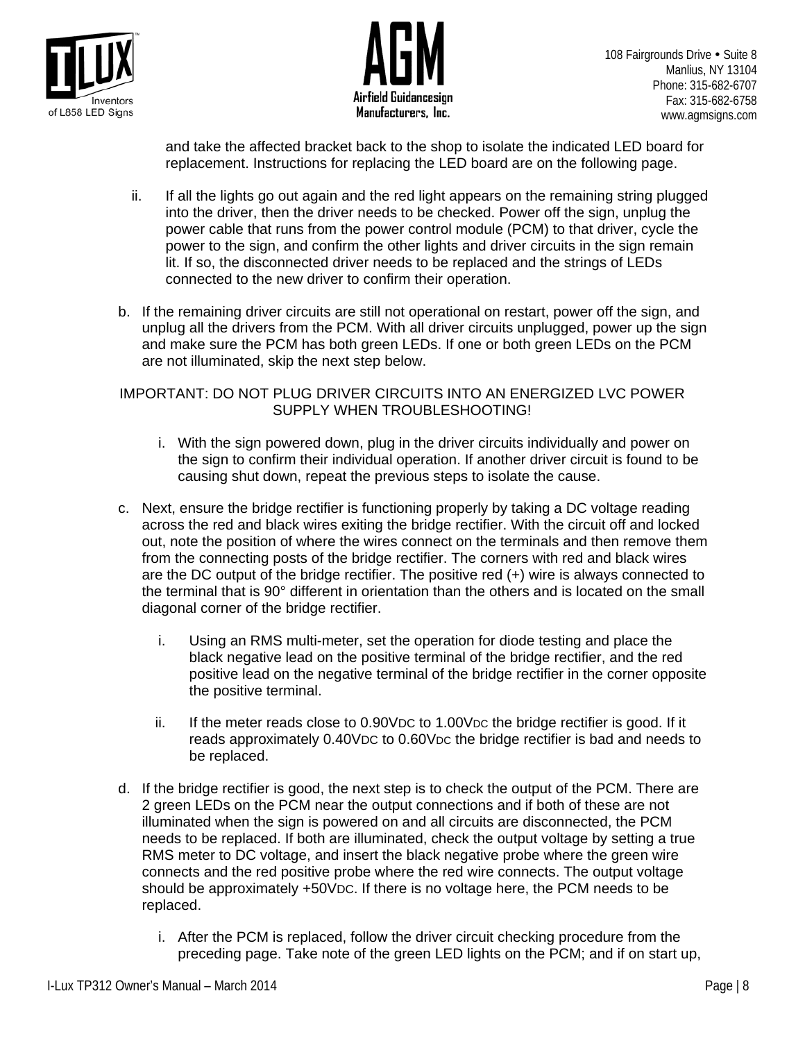and take the affected bracket back to the shop to isolate the indicated LED board for replacement. Instructions for replacing the LED board are on the following page.

ii. If all the lights go out again and the red light appears on the remaining string plugged into the driver, then the driver needs to be checked. Power off the sign, unplug the power cable that runs from the power control module (PCM) to that driver, cycle the power to the sign, and confirm the other lights and driver circuits in the sign remain lit. If so, the disconnected driver needs to be replaced and the strings of LEDs connected to the new driver to confirm their operation.

b. If the remaining driver circuits are still not operational on restart, power off the sign, and unplug all the drivers from the PCM. With all driver circuits unplugged, power up the sign and make sure the PCM has both green LEDs. If one or both green LEDs on the PCM are not illuminated, skip the next step below.

IMPORTANT: DO NOT PLUG DRIVER CIRCUITS INTO AN ENERGIZED LVC POWER SUPPLY WHEN TROUBLESHOOTING!

i. With the sign powered down, plug in the driver circuits individually and power on the sign to confirm their individual operation. If another driver circuit is found to be causing shut down, repeat the previous steps to isolate the cause.

c. Next, ensure the bridge rectifier is functioning properly by taking a DC voltage reading across the red and black wires exiting the bridge rectifier. With the circuit off and locked out, note the position of where the wires connect on the terminals and then remove them from the connecting posts of the bridge rectifier. The corners with red and black wires are the DC output of the bridge rectifier. The positive red (+) wire is always connected to the terminal that is 90° different in orientation than the others and is located on the small diagonal corner of the bridge rectifier.

i. Using an RMS multi-meter, set the operation for diode testing and place the black negative lead on the positive terminal of the bridge rectifier, and the red positive lead on the negative terminal of the bridge rectifier in the corner opposite the positive terminal.

ii. If the meter reads close to 0.90V$_{DC}$ to 1.00V$_{DC}$ the bridge rectifier is good. If it reads approximately 0.40V$_{DC}$ to 0.60V$_{DC}$ the bridge rectifier is bad and needs to be replaced.

d. If the bridge rectifier is good, the next step is to check the output of the PCM. There are 2 green LEDs on the PCM near the output connections and if both of these are not illuminated when the sign is powered on and all circuits are disconnected, the PCM needs to be replaced. If both are illuminated, check the output voltage by setting a true RMS meter to DC voltage, and insert the black negative probe where the green wire connects and the red positive probe where the red wire connects. The output voltage should be approximately +50V$_{DC}$. If there is no voltage here, the PCM needs to be replaced.

i. After the PCM is replaced, follow the driver circuit checking procedure from the preceding page. Take note of the green LED lights on the PCM; and if on start up,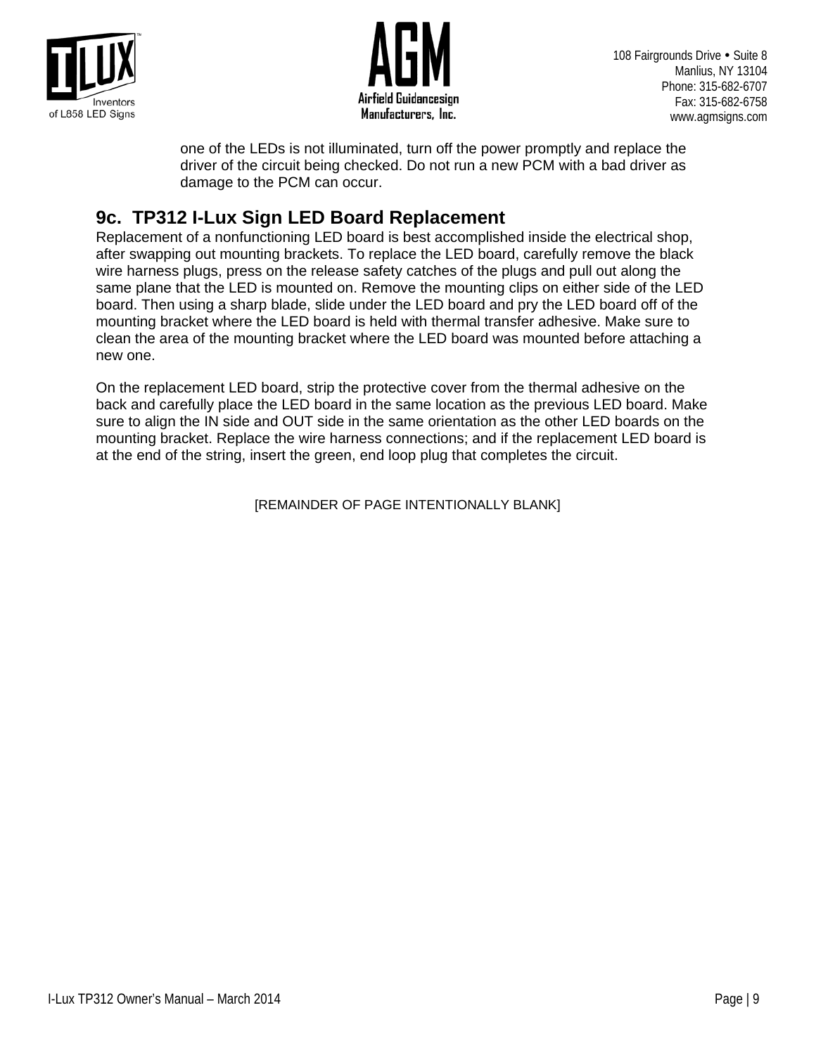one of the LEDs is not illuminated, turn off the power promptly and replace the driver of the circuit being checked. Do not run a new PCM with a bad driver as damage to the PCM can occur.

## 9c. TP312 I-Lux Sign LED Board Replacement

Replacement of a nonfunctioning LED board is best accomplished inside the electrical shop, after swapping out mounting brackets. To replace the LED board, carefully remove the black wire harness plugs, press on the release safety catches of the plugs and pull out along the same plane that the LED is mounted on. Remove the mounting clips on either side of the LED board. Then using a sharp blade, slide under the LED board and pry the LED board off of the mounting bracket where the LED board is held with thermal transfer adhesive. Make sure to clean the area of the mounting bracket where the LED board was mounted before attaching a new one.

On the replacement LED board, strip the protective cover from the thermal adhesive on the back and carefully place the LED board in the same location as the previous LED board. Make sure to align the IN side and OUT side in the same orientation as the other LED boards on the mounting bracket. Replace the wire harness connections; and if the replacement LED board is at the end of the string, insert the green, end loop plug that completes the circuit.

[REMAINDER OF PAGE INTENTIONALLY BLANK]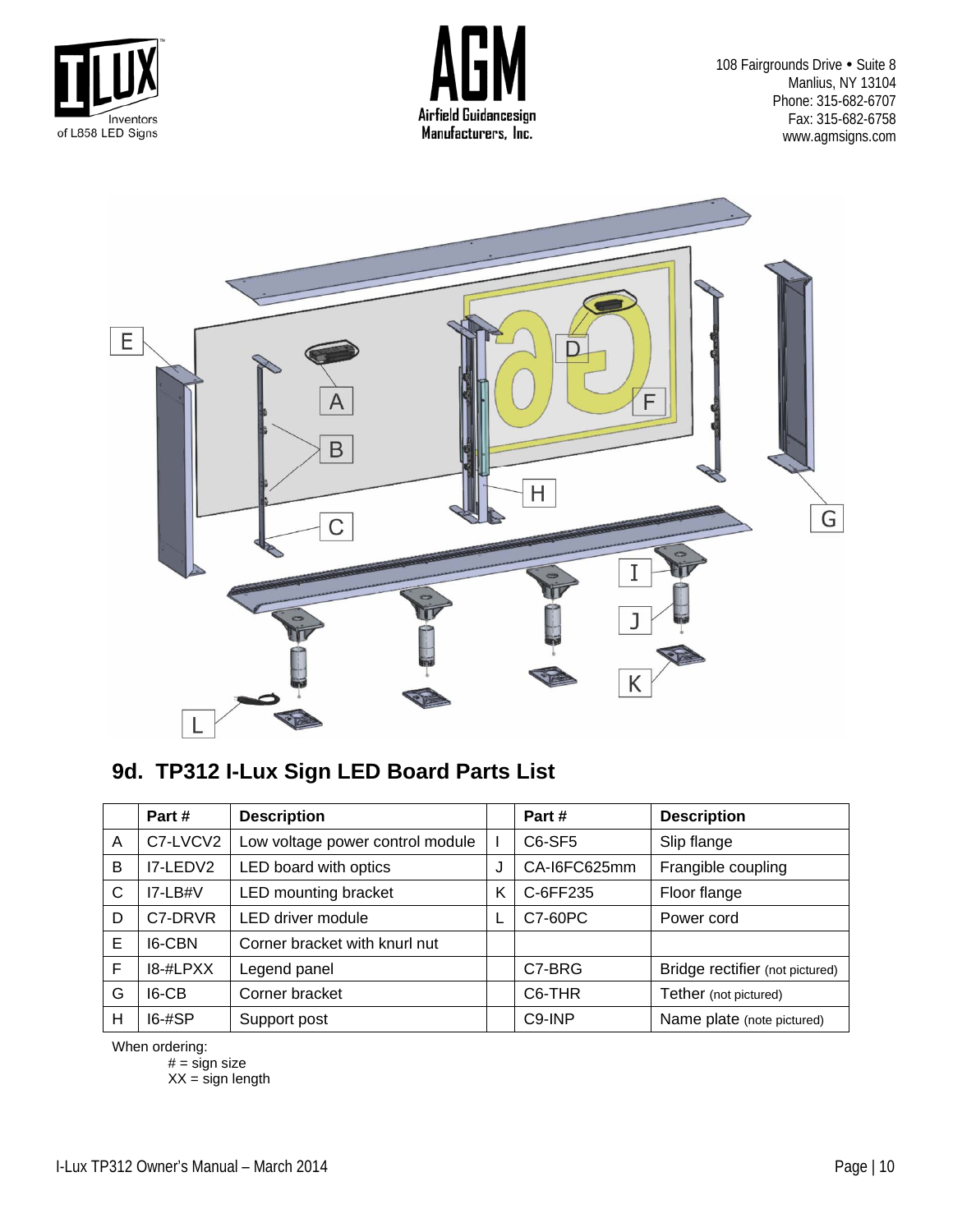## 9d. TP312 I-Lux Sign LED Board Parts List

| | Part # | Description | | Part # | Description |
|---|---|---|---|---|---|
| A | C7-LVCV2 | Low voltage power control module | I | C6-SF5 | Slip flange |
| B | I7-LEDV2 | LED board with optics | J | CA-I6FC625mm | Frangible coupling |
| C | I7-LB#V | LED mounting bracket | K | C-6FF235 | Floor flange |
| D | C7-DRVR | LED driver module | L | C7-60PC | Power cord |
| E | I6-CBN | Corner bracket with knurl nut | | | |
| F | I8-#LPXX | Legend panel | | C7-BRG | Bridge rectifier (not pictured) |
| G | I6-CB | Corner bracket | | C6-THR | Tether (not pictured) |
| H | I6-#SP | Support post | | C9-INP | Name plate (note pictured) |

When ordering:
# = sign size
XX = sign length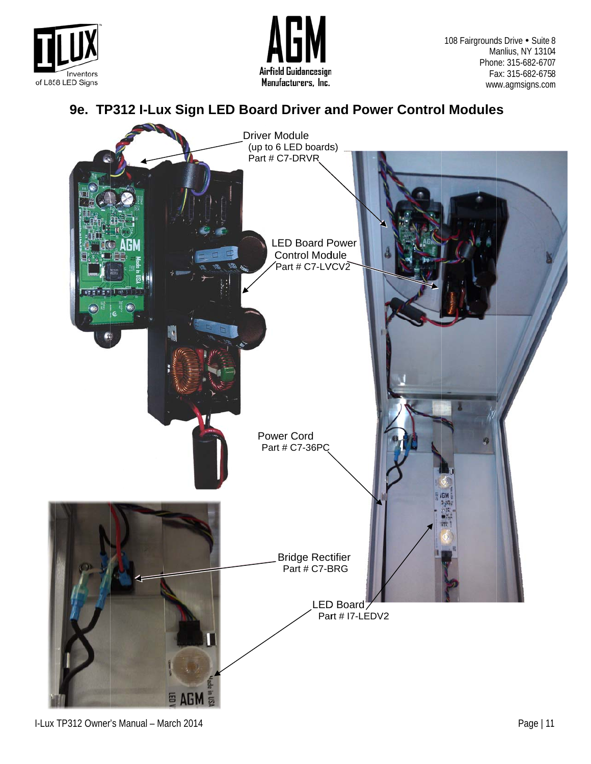# 9e. TP312 I-Lux Sign LED Board Driver and Power Control Modules

Driver Module
(up to 6 LED boards)
Part # C7-DRVR

LED Board Power
Control Module
Part # C7-LVCV2

Power Cord
Part # C7-36PC

Bridge Rectifier
Part # C7-BRG

LED Board
Part # I7-LEDV2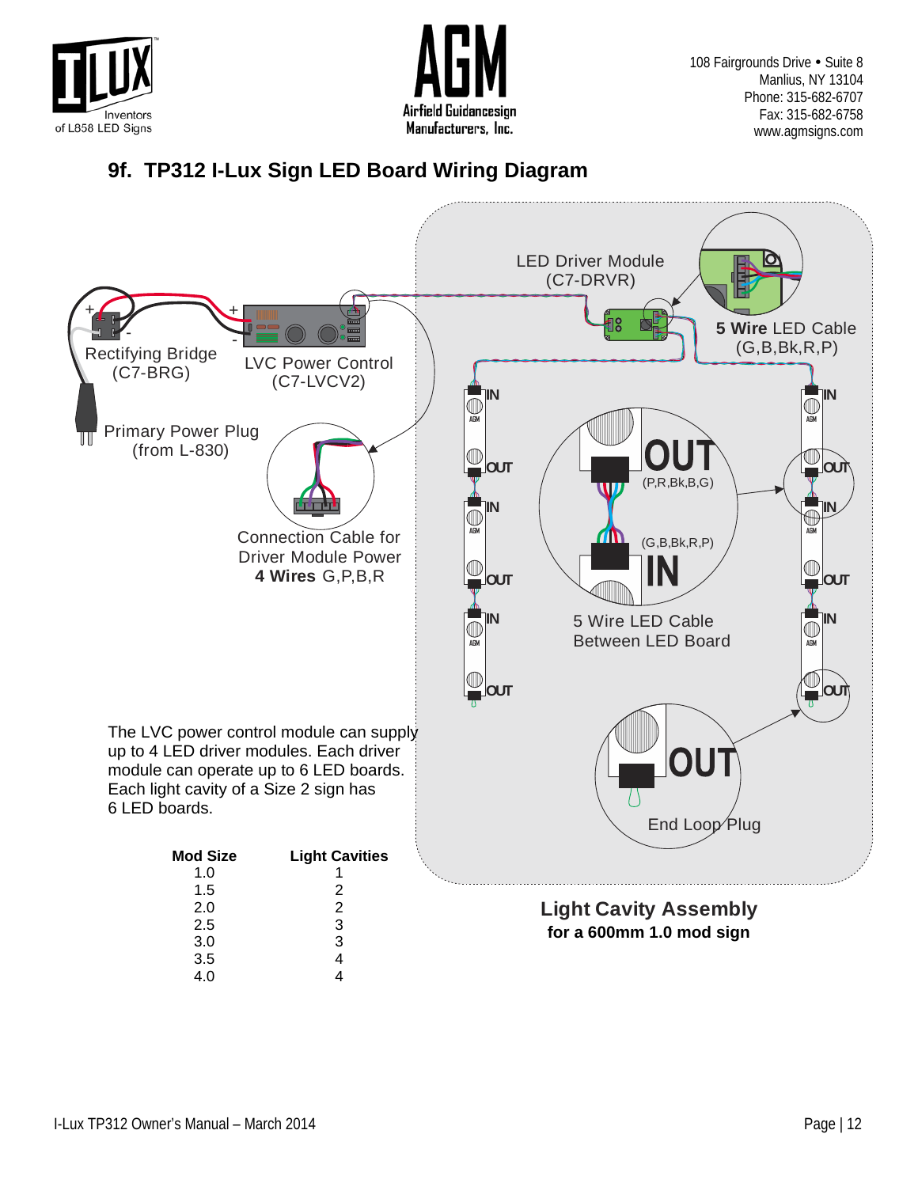108 Fairgrounds Drive • Suite 8
Manlius, NY 13104
Phone: 315-682-6707
Fax: 315-682-6758
www.agmsigns.com

## 9f. TP312 I-Lux Sign LED Board Wiring Diagram

LED Driver Module (C7-DRVR)

5 Wire LED Cable (G,B,Bk,R,P)

Rectifying Bridge (C7-BRG)

LVC Power Control (C7-LVCV2)

Primary Power Plug (from L-830)

Connection Cable for Driver Module Power **4 Wires** G,P,B,R

OUT (P,R,Bk,B,G)

(G,B,Bk,R,P) IN

5 Wire LED Cable Between LED Board

End Loop Plug

The LVC power control module can supply up to 4 LED driver modules. Each driver module can operate up to 6 LED boards. Each light cavity of a Size 2 sign has 6 LED boards.

| Mod Size | Light Cavities |
| --- | --- |
| 1.0 | 1 |
| 1.5 | 2 |
| 2.0 | 2 |
| 2.5 | 3 |
| 3.0 | 3 |
| 3.5 | 4 |
| 4.0 | 4 |

**Light Cavity Assembly**
**for a 600mm 1.0 mod sign**

I-Lux TP312 Owner's Manual – March 2014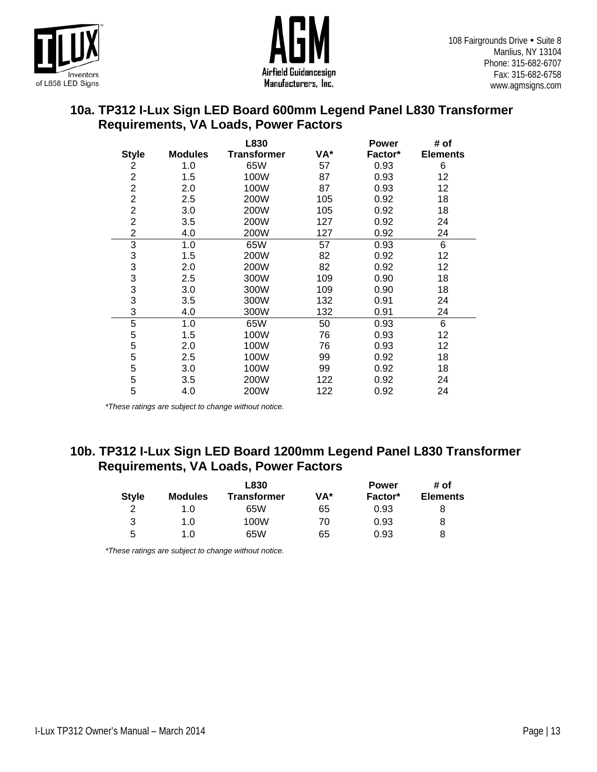108 Fairgrounds Drive • Suite 8
Manlius, NY 13104
Phone: 315-682-6707
Fax: 315-682-6758
www.agmsigns.com

## 10a. TP312 I-Lux Sign LED Board 600mm Legend Panel L830 Transformer Requirements, VA Loads, Power Factors

| Style | Modules | L830 Transformer | VA* | Power Factor* | # of Elements |
|---|---|---|---|---|---|
| 2 | 1.0 | 65W | 57 | 0.93 | 6 |
| 2 | 1.5 | 100W | 87 | 0.93 | 12 |
| 2 | 2.0 | 100W | 87 | 0.93 | 12 |
| 2 | 2.5 | 200W | 105 | 0.92 | 18 |
| 2 | 3.0 | 200W | 105 | 0.92 | 18 |
| 2 | 3.5 | 200W | 127 | 0.92 | 24 |
| 2 | 4.0 | 200W | 127 | 0.92 | 24 |
| 3 | 1.0 | 65W | 57 | 0.93 | 6 |
| 3 | 1.5 | 200W | 82 | 0.92 | 12 |
| 3 | 2.0 | 200W | 82 | 0.92 | 12 |
| 3 | 2.5 | 300W | 109 | 0.90 | 18 |
| 3 | 3.0 | 300W | 109 | 0.90 | 18 |
| 3 | 3.5 | 300W | 132 | 0.91 | 24 |
| 3 | 4.0 | 300W | 132 | 0.91 | 24 |
| 5 | 1.0 | 65W | 50 | 0.93 | 6 |
| 5 | 1.5 | 100W | 76 | 0.93 | 12 |
| 5 | 2.0 | 100W | 76 | 0.93 | 12 |
| 5 | 2.5 | 100W | 99 | 0.92 | 18 |
| 5 | 3.0 | 100W | 99 | 0.92 | 18 |
| 5 | 3.5 | 200W | 122 | 0.92 | 24 |
| 5 | 4.0 | 200W | 122 | 0.92 | 24 |

*\*These ratings are subject to change without notice.*

## 10b. TP312 I-Lux Sign LED Board 1200mm Legend Panel L830 Transformer Requirements, VA Loads, Power Factors

| Style | Modules | L830 Transformer | VA* | Power Factor* | # of Elements |
|---|---|---|---|---|---|
| 2 | 1.0 | 65W | 65 | 0.93 | 8 |
| 3 | 1.0 | 100W | 70 | 0.93 | 8 |
| 5 | 1.0 | 65W | 65 | 0.93 | 8 |

*\*These ratings are subject to change without notice.*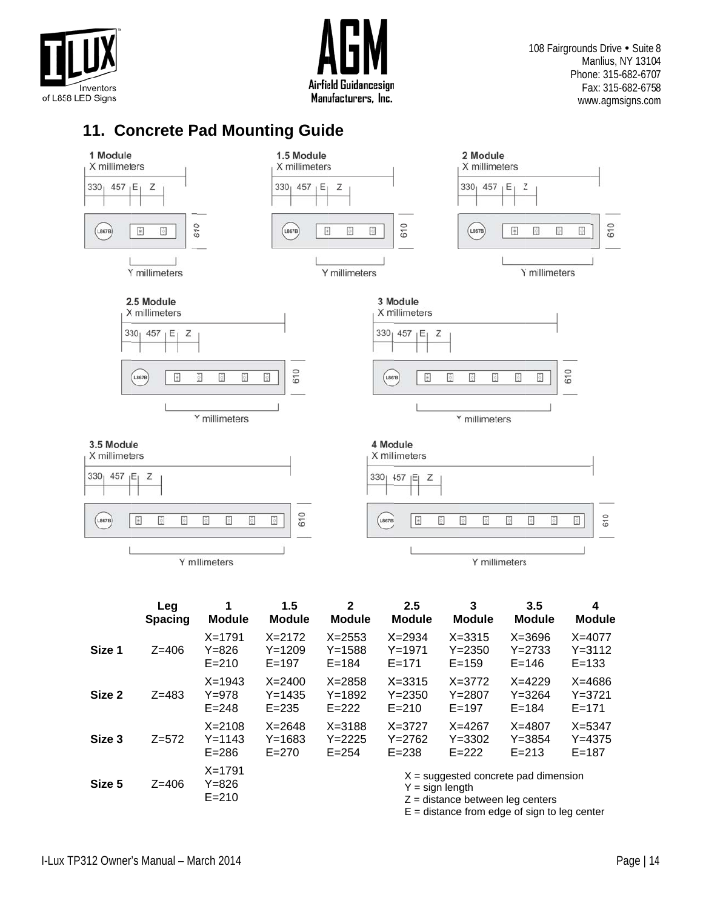## 11. Concrete Pad Mounting Guide

1 Module
X millimeters
330 457 E Z
L867B
610
Y millimeters

1.5 Module
X millimeters
330 457 E Z
L867B
610
Y millimeters

2 Module
X millimeters
330 457 E Z
L867B
610
Y millimeters

2.5 Module
X millimeters
330 457 E Z
L867B
610
Y millimeters

3 Module
X millimeters
330 457 E Z
L867B
610
Y millimeters

3.5 Module
X millimeters
330 457 E Z
L867B
610
Y millimeters

4 Module
X millimeters
330 457 E Z
L867B
610
Y millimeters

| | Leg Spacing | 1 Module | 1.5 Module | 2 Module | 2.5 Module | 3 Module | 3.5 Module | 4 Module |
|---|---|---|---|---|---|---|---|---|
| Size 1 | Z=406 | X=1791<br>Y=826<br>E=210 | X=2172<br>Y=1209<br>E=197 | X=2553<br>Y=1588<br>E=184 | X=2934<br>Y=1971<br>E=171 | X=3315<br>Y=2350<br>E=159 | X=3696<br>Y=2733<br>E=146 | X=4077<br>Y=3112<br>E=133 |
| Size 2 | Z=483 | X=1943<br>Y=978<br>E=248 | X=2400<br>Y=1435<br>E=235 | X=2858<br>Y=1892<br>E=222 | X=3315<br>Y=2350<br>E=210 | X=3772<br>Y=2807<br>E=197 | X=4229<br>Y=3264<br>E=184 | X=4686<br>Y=3721<br>E=171 |
| Size 3 | Z=572 | X=2108<br>Y=1143<br>E=286 | X=2648<br>Y=1683<br>E=270 | X=3188<br>Y=2225<br>E=254 | X=3727<br>Y=2762<br>E=238 | X=4267<br>Y=3302<br>E=222 | X=4807<br>Y=3854<br>E=213 | X=5347<br>Y=4375<br>E=187 |
| Size 5 | Z=406 | X=1791<br>Y=826<br>E=210 | | | | | | |

X = suggested concrete pad dimension
Y = sign length
Z = distance between leg centers
E = distance from edge of sign to leg center